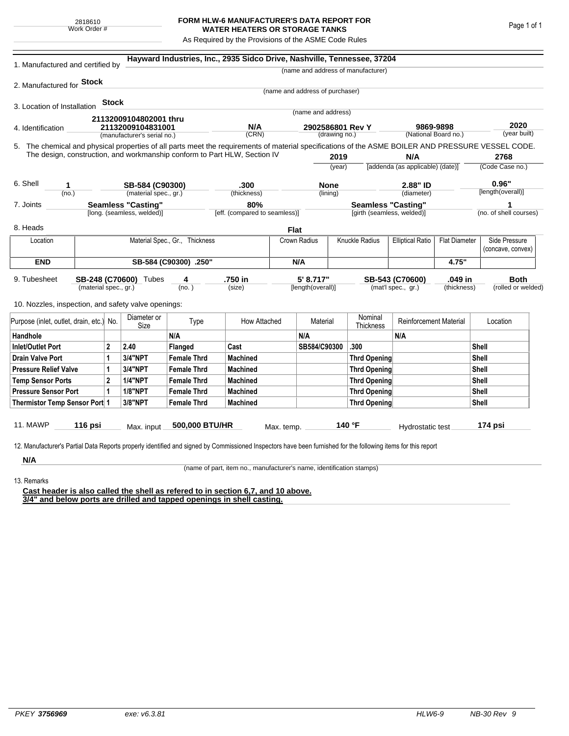2818610
Work Order #

# FORM HLW-6 MANUFACTURER'S DATA REPORT FOR WATER HEATERS OR STORAGE TANKS

As Required by the Provisions of the ASME Code Rules

1. Manufactured and certified by **Hayward Industries, Inc., 2935 Sidco Drive, Nashville, Tennessee, 37204**
(name and address of manufacturer)

2. Manufactured for **Stock**
(name and address of purchaser)

3. Location of Installation **Stock**
(name and address)

4. Identification **21132009104802001 thru 21132009104831001** (manufacturer's serial no.) — **N/A** (CRN) — **2902586801 Rev Y** (drawing no.) — **9869-9898** (National Board no.) — **2020** (year built)

5. The chemical and physical properties of all parts meet the requirements of material specifications of the ASME BOILER AND PRESSURE VESSEL CODE. The design, construction, and workmanship conform to Part HLW, Section IV **2019** (year) **N/A** [addenda (as applicable) (date)] **2768** (Code Case no.)

6. Shell **1** (no.) **SB-584 (C90300)** (material spec., gr.) **.300** (thickness) **None** (lining) **2.88" ID** (diameter) **0.96"** [length(overall)]

7. Joints **Seamless "Casting"** [long. (seamless, welded)] **80%** [eff. (compared to seamless)] **Seamless "Casting"** [girth (seamless, welded)] **1** (no. of shell courses)

8. Heads **Flat**

| Location | Material Spec., Gr., Thickness | Crown Radius | Knuckle Radius | Elliptical Ratio | Flat Diameter | Side Pressure (concave, convex) |
|---|---|---|---|---|---|---|
| **END** | **SB-584 (C90300) .250"** | **N/A** | | | **4.75"** | |

9. Tubesheet **SB-248 (C70600)** (material spec., gr.) Tubes **4** (no.) **.750 in** (size) **5' 8.717"** [length(overall)] **SB-543 (C70600)** (mat'l spec., gr.) **.049 in** (thickness) **Both** (rolled or welded)

10. Nozzles, inspection, and safety valve openings:

| Purpose (inlet, outlet, drain, etc.) | No. | Diameter or Size | Type | How Attached | Material | Nominal Thickness | Reinforcement Material | Location |
|---|---|---|---|---|---|---|---|---|
| **Handhole** | | | **N/A** | | **N/A** | | **N/A** | |
| **Inlet/Outlet Port** | **2** | **2.40** | **Flanged** | **Cast** | **SB584/C90300** | **.300** | | **Shell** |
| **Drain Valve Port** | **1** | **3/4"NPT** | **Female Thrd** | **Machined** | | **Thrd Opening** | | **Shell** |
| **Pressure Relief Valve** | **1** | **3/4"NPT** | **Female Thrd** | **Machined** | | **Thrd Opening** | | **Shell** |
| **Temp Sensor Ports** | **2** | **1/4"NPT** | **Female Thrd** | **Machined** | | **Thrd Opening** | | **Shell** |
| **Pressure Sensor Port** | **1** | **1/8"NPT** | **Female Thrd** | **Machined** | | **Thrd Opening** | | **Shell** |
| **Thermistor Temp Sensor Port** | **1** | **3/8"NPT** | **Female Thrd** | **Machined** | | **Thrd Opening** | | **Shell** |

11. MAWP **116 psi** Max. input **500,000 BTU/HR** Max. temp. **140 °F** Hydrostatic test **174 psi**

12. Manufacturer's Partial Data Reports properly identified and signed by Commissioned Inspectors have been furnished for the following items for this report

**N/A**
(name of part, item no., manufacturer's name, identification stamps)

13. Remarks

**Cast header is also called the shell as refered to in section 6,7, and 10 above.**
**3/4" and below ports are drilled and tapped openings in shell casting.**

PKEY *3756969* exe: v6.3.81 HLW6-9 NB-30 Rev 9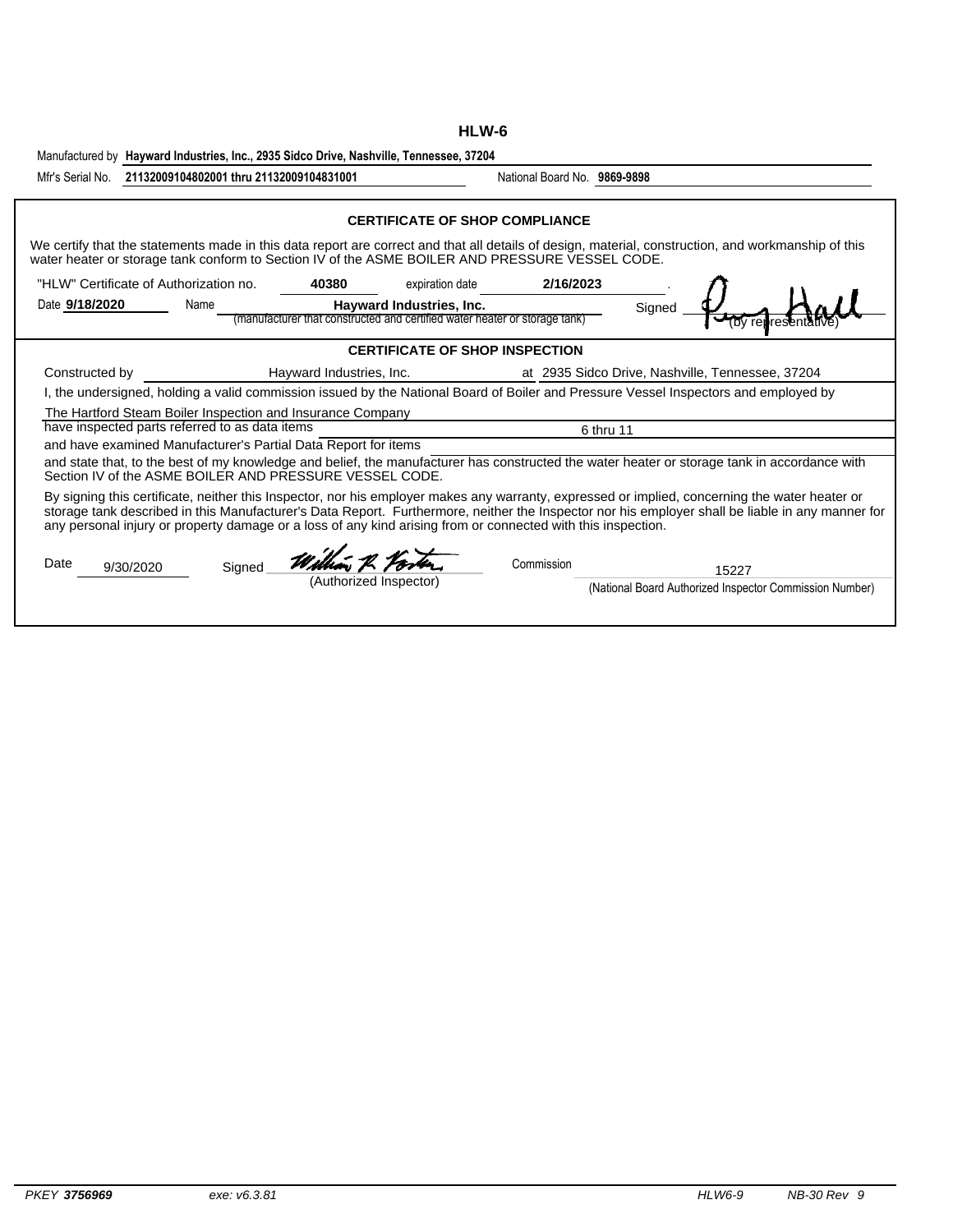# HLW-6

Manufactured by **Hayward Industries, Inc., 2935 Sidco Drive, Nashville, Tennessee, 37204**

Mfr's Serial No. **21132009104802001 thru 21132009104831001** National Board No. **9869-9898**

## CERTIFICATE OF SHOP COMPLIANCE

We certify that the statements made in this data report are correct and that all details of design, material, construction, and workmanship of this water heater or storage tank conform to Section IV of the ASME BOILER AND PRESSURE VESSEL CODE.

"HLW" Certificate of Authorization no. **40380** expiration date **2/16/2023**.

Date **9/18/2020** Name **Hayward Industries, Inc.** Signed (signature) (by representative)

(manufacturer that constructed and certified water heater or storage tank)

## CERTIFICATE OF SHOP INSPECTION

Constructed by Hayward Industries, Inc. at 2935 Sidco Drive, Nashville, Tennessee, 37204

I, the undersigned, holding a valid commission issued by the National Board of Boiler and Pressure Vessel Inspectors and employed by The Hartford Steam Boiler Inspection and Insurance Company

have inspected parts referred to as data items 6 thru 11

and have examined Manufacturer's Partial Data Report for items

and state that, to the best of my knowledge and belief, the manufacturer has constructed the water heater or storage tank in accordance with Section IV of the ASME BOILER AND PRESSURE VESSEL CODE.

By signing this certificate, neither this Inspector, nor his employer makes any warranty, expressed or implied, concerning the water heater or storage tank described in this Manufacturer's Data Report. Furthermore, neither the Inspector nor his employer shall be liable in any manner for any personal injury or property damage or a loss of any kind arising from or connected with this inspection.

Date 9/30/2020 Signed (signature) (Authorized Inspector) Commission 15227 (National Board Authorized Inspector Commission Number)

PKEY 3756969 exe: v6.3.81 HLW6-9 NB-30 Rev 9